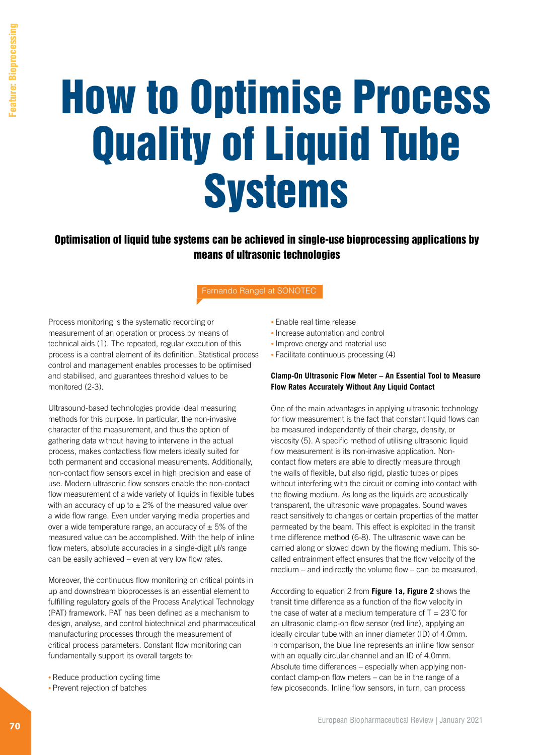# How to Optimise Process Quality of Liquid Tube Systems

## Optimisation of liquid tube systems can be achieved in single-use bioprocessing applications by means of ultrasonic technologies

Fernando Rangel at SONOTEC

Process monitoring is the systematic recording or measurement of an operation or process by means of technical aids (1). The repeated, regular execution of this process is a central element of its definition. Statistical process control and management enables processes to be optimised and stabilised, and guarantees threshold values to be monitored (2-3).

Ultrasound-based technologies provide ideal measuring methods for this purpose. In particular, the non-invasive character of the measurement, and thus the option of gathering data without having to intervene in the actual process, makes contactless flow meters ideally suited for both permanent and occasional measurements. Additionally, non-contact flow sensors excel in high precision and ease of use. Modern ultrasonic flow sensors enable the non-contact flow measurement of a wide variety of liquids in flexible tubes with an accuracy of up to ± 2% of the measured value over a wide flow range. Even under varying media properties and over a wide temperature range, an accuracy of ± 5% of the measured value can be accomplished. With the help of inline flow meters, absolute accuracies in a single-digit µl/s range can be easily achieved – even at very low flow rates.

Moreover, the continuous flow monitoring on critical points in up and downstream bioprocesses is an essential element to fulfilling regulatory goals of the Process Analytical Technology (PAT) framework. PAT has been defined as a mechanism to design, analyse, and control biotechnical and pharmaceutical manufacturing processes through the measurement of critical process parameters. Constant flow monitoring can fundamentally support its overall targets to:

- Reduce production cycling time
- Prevent rejection of batches
- Enable real time release
- Increase automation and control
- Improve energy and material use
- Facilitate continuous processing (4)

**Clamp-On Ultrasonic Flow Meter – An Essential Tool to Measure Flow Rates Accurately Without Any Liquid Contact**

One of the main advantages in applying ultrasonic technology for flow measurement is the fact that constant liquid flows can be measured independently of their charge, density, or viscosity (5). A specific method of utilising ultrasonic liquid flow measurement is its non-invasive application. Non-contact flow meters are able to directly measure through the walls of flexible, but also rigid, plastic tubes or pipes without interfering with the circuit or coming into contact with the flowing medium. As long as the liquids are acoustically transparent, the ultrasonic wave propagates. Sound waves react sensitively to changes or certain properties of the matter permeated by the beam. This effect is exploited in the transit time difference method (6-8). The ultrasonic wave can be carried along or slowed down by the flowing medium. This so-called entrainment effect ensures that the flow velocity of the medium – and indirectly the volume flow – can be measured.

According to equation 2 from **Figure 1a, Figure 2** shows the transit time difference as a function of the flow velocity in the case of water at a medium temperature of T = 23˚C for an ultrasonic clamp-on flow sensor (red line), applying an ideally circular tube with an inner diameter (ID) of 4.0mm. In comparison, the blue line represents an inline flow sensor with an equally circular channel and an ID of 4.0mm. Absolute time differences – especially when applying non-contact clamp-on flow meters – can be in the range of a few picoseconds. Inline flow sensors, in turn, can process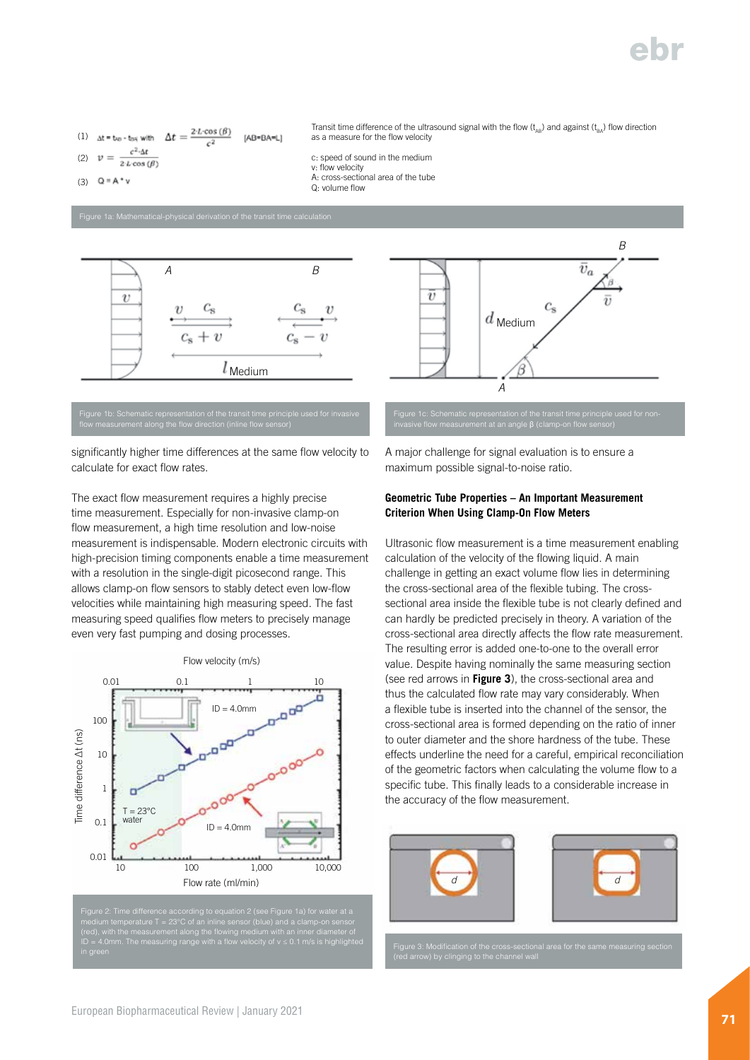(1) $\Delta t = t_{BA} - t_{AB}$ with $\Delta t = \frac{2 \cdot L \cdot \cos(\beta)}{c^2}$ [AB=BA=L]

(2) $v = \frac{c^2 \cdot \Delta t}{2 \cdot L \cdot \cos(\beta)}$

(3) $Q = A \cdot v$

Transit time difference of the ultrasound signal with the flow ($t_{AB}$) and against ($t_{BA}$) flow direction as a measure for the flow velocity

c: speed of sound in the medium
v: flow velocity
A: cross-sectional area of the tube
Q: volume flow

Figure 1a: Mathematical-physical derivation of the transit time calculation

Figure 1b: Schematic representation of the transit time principle used for invasive flow measurement along the flow direction (inline flow sensor)

Figure 1c: Schematic representation of the transit time principle used for non-invasive flow measurement at an angle β (clamp-on flow sensor)

significantly higher time differences at the same flow velocity to calculate for exact flow rates.

The exact flow measurement requires a highly precise time measurement. Especially for non-invasive clamp-on flow measurement, a high time resolution and low-noise measurement is indispensable. Modern electronic circuits with high-precision timing components enable a time measurement with a resolution in the single-digit picosecond range. This allows clamp-on flow sensors to stably detect even low-flow velocities while maintaining high measuring speed. The fast measuring speed qualifies flow meters to precisely manage even very fast pumping and dosing processes.

Figure 2: Time difference according to equation 2 (see Figure 1a) for water at a medium temperature T = 23°C of an inline sensor (blue) and a clamp-on sensor (red), with the measurement along the flowing medium with an inner diameter of ID = 4.0mm. The measuring range with a flow velocity of v ≤ 0.1 m/s is highlighted in green

A major challenge for signal evaluation is to ensure a maximum possible signal-to-noise ratio.

### Geometric Tube Properties – An Important Measurement Criterion When Using Clamp-On Flow Meters

Ultrasonic flow measurement is a time measurement enabling calculation of the velocity of the flowing liquid. A main challenge in getting an exact volume flow lies in determining the cross-sectional area of the flexible tubing. The cross-sectional area inside the flexible tube is not clearly defined and can hardly be predicted precisely in theory. A variation of the cross-sectional area directly affects the flow rate measurement. The resulting error is added one-to-one to the overall error value. Despite having nominally the same measuring section (see red arrows in **Figure 3**), the cross-sectional area and thus the calculated flow rate may vary considerably. When a flexible tube is inserted into the channel of the sensor, the cross-sectional area is formed depending on the ratio of inner to outer diameter and the shore hardness of the tube. These effects underline the need for a careful, empirical reconciliation of the geometric factors when calculating the volume flow to a specific tube. This finally leads to a considerable increase in the accuracy of the flow measurement.

Figure 3: Modification of the cross-sectional area for the same measuring section (red arrow) by clinging to the channel wall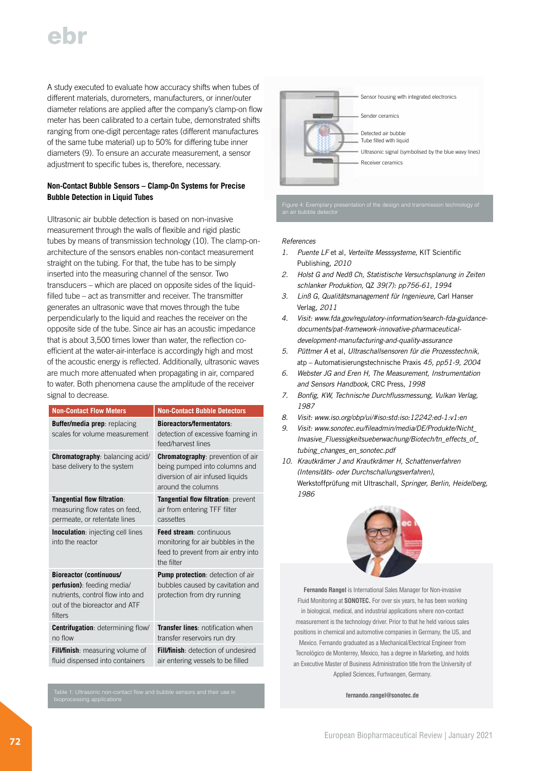A study executed to evaluate how accuracy shifts when tubes of different materials, durometers, manufacturers, or inner/outer diameter relations are applied after the company's clamp-on flow meter has been calibrated to a certain tube, demonstrated shifts ranging from one-digit percentage rates (different manufactures of the same tube material) up to 50% for differing tube inner diameters (9). To ensure an accurate measurement, a sensor adjustment to specific tubes is, therefore, necessary.

### Non-Contact Bubble Sensors – Clamp-On Systems for Precise Bubble Detection in Liquid Tubes

Ultrasonic air bubble detection is based on non-invasive measurement through the walls of flexible and rigid plastic tubes by means of transmission technology (10). The clamp-on-architecture of the sensors enables non-contact measurement straight on the tubing. For that, the tube has to be simply inserted into the measuring channel of the sensor. Two transducers – which are placed on opposite sides of the liquid-filled tube – act as transmitter and receiver. The transmitter generates an ultrasonic wave that moves through the tube perpendicularly to the liquid and reaches the receiver on the opposite side of the tube. Since air has an acoustic impedance that is about 3,500 times lower than water, the reflection co-efficient at the water-air-interface is accordingly high and most of the acoustic energy is reflected. Additionally, ultrasonic waves are much more attenuated when propagating in air, compared to water. Both phenomena cause the amplitude of the receiver signal to decrease.

| Non-Contact Flow Meters | Non-Contact Bubble Detectors |
|---|---|
| **Buffer/media prep**: replacing scales for volume measurement | **Bioreactors/fermentators**: detection of excessive foaming in feed/harvest lines |
| **Chromatography**: balancing acid/base delivery to the system | **Chromatography**: prevention of air being pumped into columns and diversion of air infused liquids around the columns |
| **Tangential flow filtration**: measuring flow rates on feed, permeate, or retentate lines | **Tangential flow filtration**: prevent air from entering TFF filter cassettes |
| **Inoculation**: injecting cell lines into the reactor | **Feed stream**: continuous monitoring for air bubbles in the feed to prevent from air entry into the filter |
| **Bioreactor (continuous/perfusion)**: feeding media/nutrients, control flow into and out of the bioreactor and ATF filters | **Pump protection**: detection of air bubbles caused by cavitation and protection from dry running |
| **Centrifugation**: determining flow/no flow | **Transfer lines**: notification when transfer reservoirs run dry |
| **Fill/finish**: measuring volume of fluid dispensed into containers | **Fill/finish**: detection of undesired air entering vessels to be filled |

Table 1: Ultrasonic non-contact flow and bubble sensors and their use in bioprocessing applications

Sensor housing with integrated electronics

Sender ceramics

Detected air bubble

Tube filled with liquid

Ultrasonic signal (symbolised by the blue wavy lines)

Receiver ceramics

Figure 4: Exemplary presentation of the design and transmission technology of an air bubble detector

*References*

1. *Puente LF* et al, *Verteilte Messsysteme,* KIT Scientific Publishing, *2010*
2. *Holst G and Neдß Ch, Statistische Versuchsplanung in Zeiten schlanker Produktion,* QZ *39(7): pp756-61, 1994*
3. *Linß G, Qualitätsmanagement für Ingenieure,* Carl Hanser Verlag, *2011*
4. *Visit: www.fda.gov/regulatory-information/search-fda-guidance-documents/pat-framework-innovative-pharmaceutical-development-manufacturing-and-quality-assurance*
5. *Püttmer A* et al, *Ultraschallsensoren für die Prozesstechnik,* atp – Automatisierungstechnische Praxis *45, pp51-9, 2004*
6. *Webster JG and Eren H, The Measurement, Instrumentation and Sensors Handbook,* CRC Press, *1998*
7. *Bonfig, KW, Technische Durchflussmessung, Vulkan Verlag, 1987*
8. *Visit: www.iso.org/obp/ui/#iso:std:iso:12242:ed-1:v1:en*
9. *Visit: www.sonotec.eu/fileadmin/media/DE/Produkte/Nicht_Invasive_Fluessigkeitsueberwachung/Biotech/tn_effects_of_tubing_changes_en_sonotec.pdf*
10. *Krautkrämer J and Krautkrämer H, Schattenverfahren (Intensitäts- oder Durchschallungsverfahren),* Werkstoffprüfung mit Ultraschall, *Springer, Berlin, Heidelberg, 1986*

**Fernando Rangel** is International Sales Manager for Non-invasive Fluid Monitoring at **SONOTEC.** For over six years, he has been working in biological, medical, and industrial applications where non-contact measurement is the technology driver. Prior to that he held various sales positions in chemical and automotive companies in Germany, the US, and Mexico. Fernando graduated as a Mechanical/Electrical Engineer from Tecnológico de Monterrey, Mexico, has a degree in Marketing, and holds an Executive Master of Business Administration title from the University of Applied Sciences, Furtwangen, Germany.

**fernando.rangel@sonotec.de**